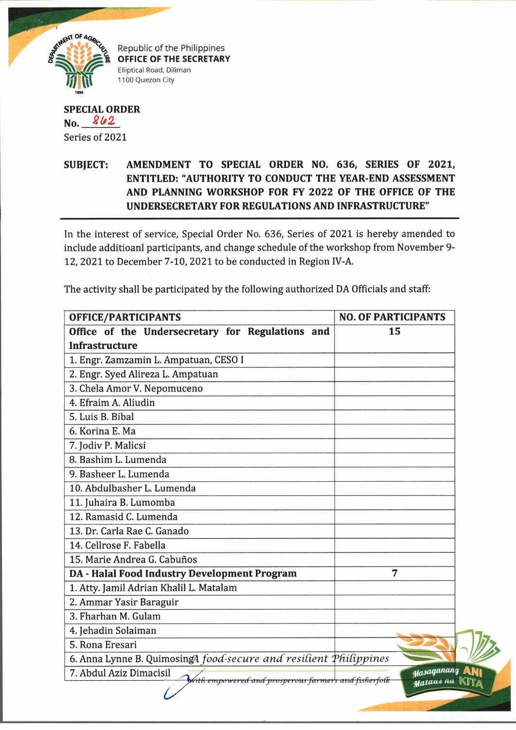Republic of the Philippines
**OFFICE OF THE SECRETARY**
Elliptical Road, Diliman
1100 Quezon City

**SPECIAL ORDER**
**No.** 862
Series of 2021

**SUBJECT: AMENDMENT TO SPECIAL ORDER NO. 636, SERIES OF 2021, ENTITLED: "AUTHORITY TO CONDUCT THE YEAR-END ASSESSMENT AND PLANNING WORKSHOP FOR FY 2022 OF THE OFFICE OF THE UNDERSECRETARY FOR REGULATIONS AND INFRASTRUCTURE"**

---

In the interest of service, Special Order No. 636, Series of 2021 is hereby amended to include additioanl participants, and change schedule of the workshop from November 9-12, 2021 to December 7-10, 2021 to be conducted in Region IV-A.

The activity shall be participated by the following authorized DA Officials and staff:

| OFFICE/PARTICIPANTS | NO. OF PARTICIPANTS |
|---|---|
| **Office of the Undersecretary for Regulations and Infrastructure** | **15** |
| 1. Engr. Zamzamin L. Ampatuan, CESO I | |
| 2. Engr. Syed Alireza L. Ampatuan | |
| 3. Chela Amor V. Nepomuceno | |
| 4. Efraim A. Aliudin | |
| 5. Luis B. Bibal | |
| 6. Korina E. Ma | |
| 7. Jodiv P. Malicsi | |
| 8. Bashim L. Lumenda | |
| 9. Basheer L. Lumenda | |
| 10. Abdulbasher L. Lumenda | |
| 11. Juhaira B. Lumomba | |
| 12. Ramasid C. Lumenda | |
| 13. Dr. Carla Rae C. Ganado | |
| 14. Cellrose F. Fabella | |
| 15. Marie Andrea G. Cabuños | |
| **DA - Halal Food Industry Development Program** | **7** |
| 1. Atty. Jamil Adrian Khalil L. Matalam | |
| 2. Ammar Yasir Baraguir | |
| 3. Fharhan M. Gulam | |
| 4. Jehadin Solaiman | |
| 5. Rona Eresari | |
| 6. Anna Lynne B. Quimosing | |
| 7. Abdul Aziz Dimacisil | |

*A food-secure and resilient Philippines with empowered and prosperous farmers and fisherfolk*

Masaganang ANI Mataas na KITA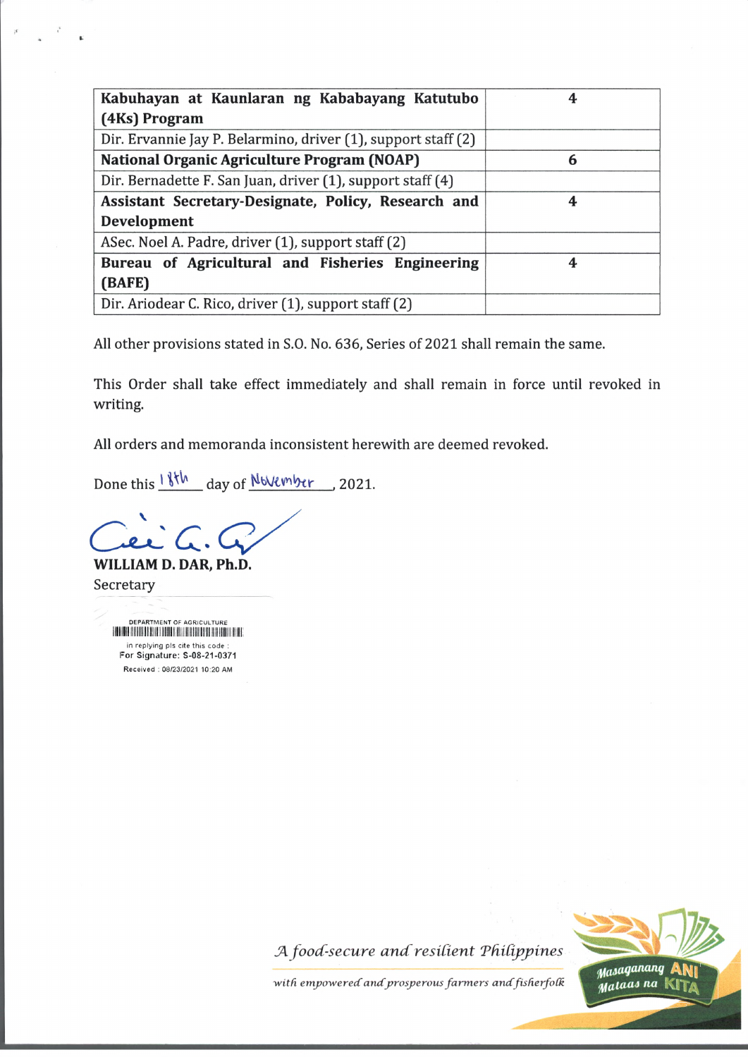| | |
|---|---|
| **Kabuhayan at Kaunlaran ng Kababayang Katutubo (4Ks) Program** | **4** |
| Dir. Ervannie Jay P. Belarmino, driver (1), support staff (2) | |
| **National Organic Agriculture Program (NOAP)** | **6** |
| Dir. Bernadette F. San Juan, driver (1), support staff (4) | |
| **Assistant Secretary-Designate, Policy, Research and Development** | **4** |
| ASec. Noel A. Padre, driver (1), support staff (2) | |
| **Bureau of Agricultural and Fisheries Engineering (BAFE)** | **4** |
| Dir. Ariodear C. Rico, driver (1), support staff (2) | |

All other provisions stated in S.O. No. 636, Series of 2021 shall remain the same.

This Order shall take effect immediately and shall remain in force until revoked in writing.

All orders and memoranda inconsistent herewith are deemed revoked.

Done this 18th day of November, 2021.

**WILLIAM D. DAR, Ph.D.**
Secretary

DEPARTMENT OF AGRICULTURE
in replying pls cite this code :
For Signature: S-08-21-0371
Received : 08/23/2021 10:20 AM

*A food-secure and resilient Philippines with empowered and prosperous farmers and fisherfolk*

Masaganang ANI Mataas na KITA